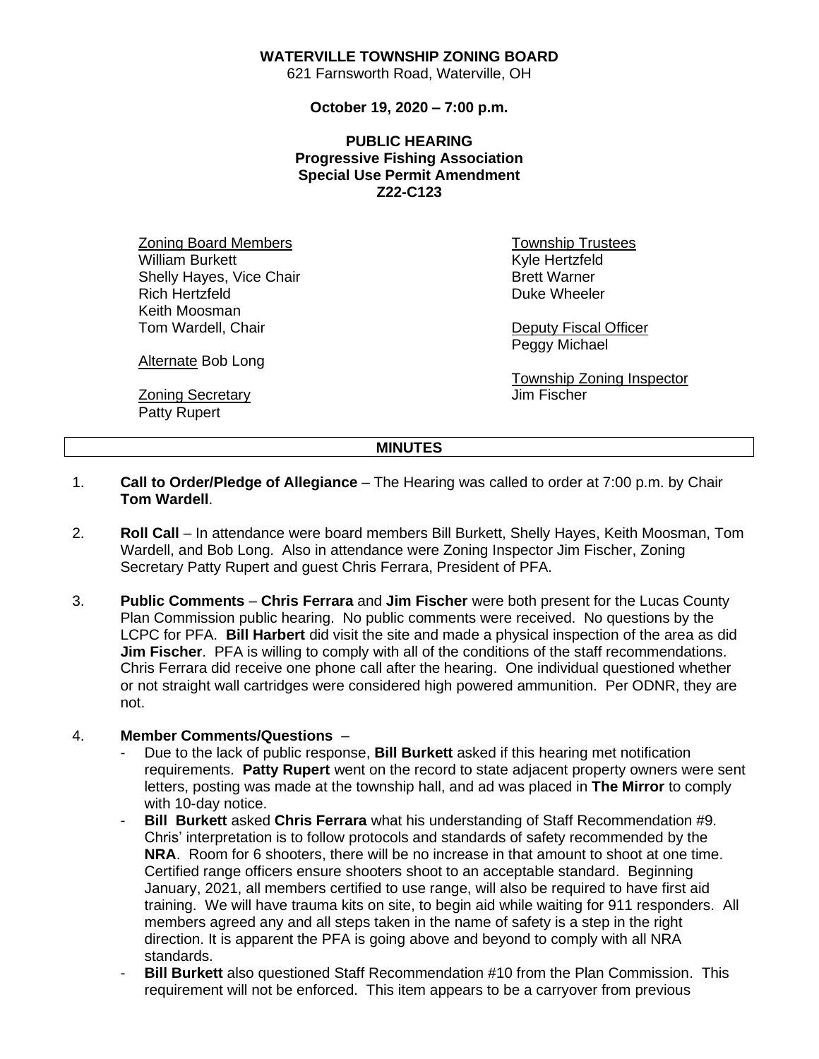**WATERVILLE TOWNSHIP ZONING BOARD**
621 Farnsworth Road, Waterville, OH

**October 19, 2020 – 7:00 p.m.**

**PUBLIC HEARING**
**Progressive Fishing Association**
**Special Use Permit Amendment**
**Z22-C123**

Zoning Board Members
William Burkett
Shelly Hayes, Vice Chair
Rich Hertzfeld
Keith Moosman
Tom Wardell, Chair

Alternate Bob Long

Zoning Secretary
Patty Rupert

Township Trustees
Kyle Hertzfeld
Brett Warner
Duke Wheeler

Deputy Fiscal Officer
Peggy Michael

Township Zoning Inspector
Jim Fischer

**MINUTES**

1. **Call to Order/Pledge of Allegiance** – The Hearing was called to order at 7:00 p.m. by Chair **Tom Wardell**.

2. **Roll Call** – In attendance were board members Bill Burkett, Shelly Hayes, Keith Moosman, Tom Wardell, and Bob Long. Also in attendance were Zoning Inspector Jim Fischer, Zoning Secretary Patty Rupert and guest Chris Ferrara, President of PFA.

3. **Public Comments** – **Chris Ferrara** and **Jim Fischer** were both present for the Lucas County Plan Commission public hearing. No public comments were received. No questions by the LCPC for PFA. **Bill Harbert** did visit the site and made a physical inspection of the area as did **Jim Fischer**. PFA is willing to comply with all of the conditions of the staff recommendations. Chris Ferrara did receive one phone call after the hearing. One individual questioned whether or not straight wall cartridges were considered high powered ammunition. Per ODNR, they are not.

4. **Member Comments/Questions** –
   - Due to the lack of public response, **Bill Burkett** asked if this hearing met notification requirements. **Patty Rupert** went on the record to state adjacent property owners were sent letters, posting was made at the township hall, and ad was placed in **The Mirror** to comply with 10-day notice.
   - **Bill Burkett** asked **Chris Ferrara** what his understanding of Staff Recommendation #9. Chris' interpretation is to follow protocols and standards of safety recommended by the **NRA**. Room for 6 shooters, there will be no increase in that amount to shoot at one time. Certified range officers ensure shooters shoot to an acceptable standard. Beginning January, 2021, all members certified to use range, will also be required to have first aid training. We will have trauma kits on site, to begin aid while waiting for 911 responders. All members agreed any and all steps taken in the name of safety is a step in the right direction. It is apparent the PFA is going above and beyond to comply with all NRA standards.
   - **Bill Burkett** also questioned Staff Recommendation #10 from the Plan Commission. This requirement will not be enforced. This item appears to be a carryover from previous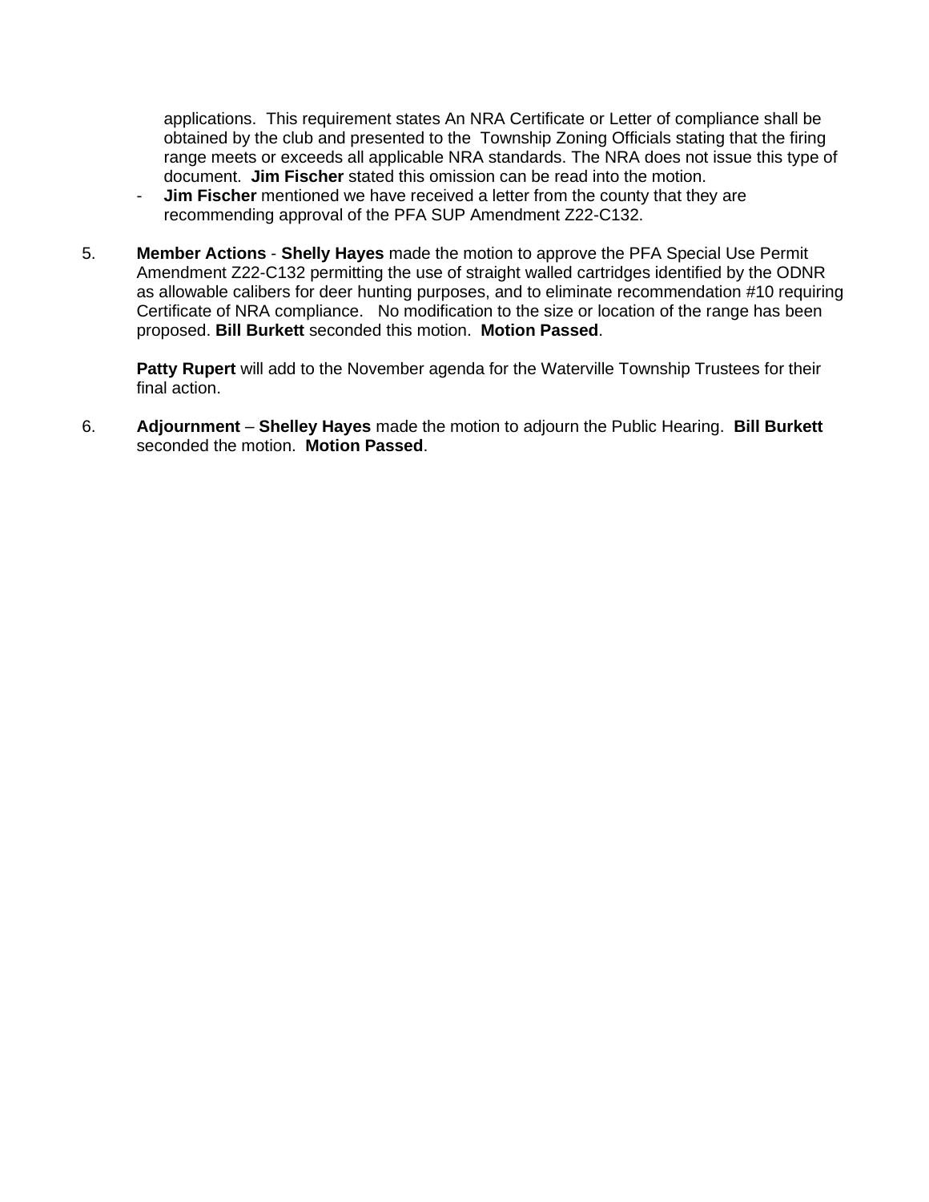applications.  This requirement states An NRA Certificate or Letter of compliance shall be obtained by the club and presented to the  Township Zoning Officials stating that the firing range meets or exceeds all applicable NRA standards. The NRA does not issue this type of document.  **Jim Fischer** stated this omission can be read into the motion.

- **Jim Fischer** mentioned we have received a letter from the county that they are recommending approval of the PFA SUP Amendment Z22-C132.

5. **Member Actions** - **Shelly Hayes** made the motion to approve the PFA Special Use Permit Amendment Z22-C132 permitting the use of straight walled cartridges identified by the ODNR as allowable calibers for deer hunting purposes, and to eliminate recommendation #10 requiring Certificate of NRA compliance.   No modification to the size or location of the range has been proposed. **Bill Burkett** seconded this motion.  **Motion Passed**.

   **Patty Rupert** will add to the November agenda for the Waterville Township Trustees for their final action.

6. **Adjournment** – **Shelley Hayes** made the motion to adjourn the Public Hearing.  **Bill Burkett** seconded the motion.  **Motion Passed**.